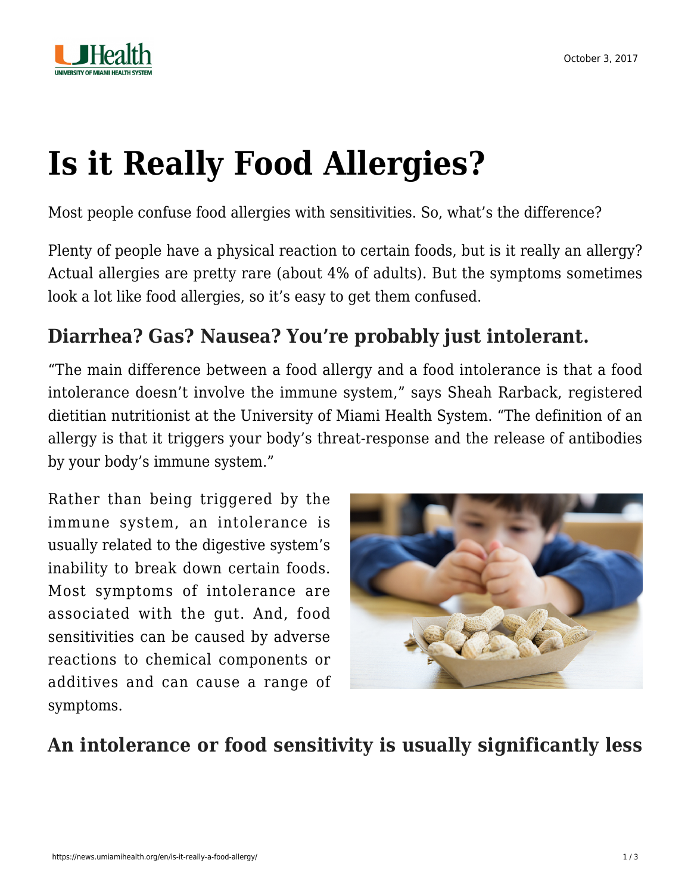October 3, 2017

# Is it Really Food Allergies?

Most people confuse food allergies with sensitivities. So, what's the difference?

Plenty of people have a physical reaction to certain foods, but is it really an allergy? Actual allergies are pretty rare (about 4% of adults). But the symptoms sometimes look a lot like food allergies, so it's easy to get them confused.

## Diarrhea? Gas? Nausea? You're probably just intolerant.

"The main difference between a food allergy and a food intolerance is that a food intolerance doesn't involve the immune system," says Sheah Rarback, registered dietitian nutritionist at the University of Miami Health System. "The definition of an allergy is that it triggers your body's threat-response and the release of antibodies by your body's immune system."

Rather than being triggered by the immune system, an intolerance is usually related to the digestive system's inability to break down certain foods. Most symptoms of intolerance are associated with the gut. And, food sensitivities can be caused by adverse reactions to chemical components or additives and can cause a range of symptoms.

## An intolerance or food sensitivity is usually significantly less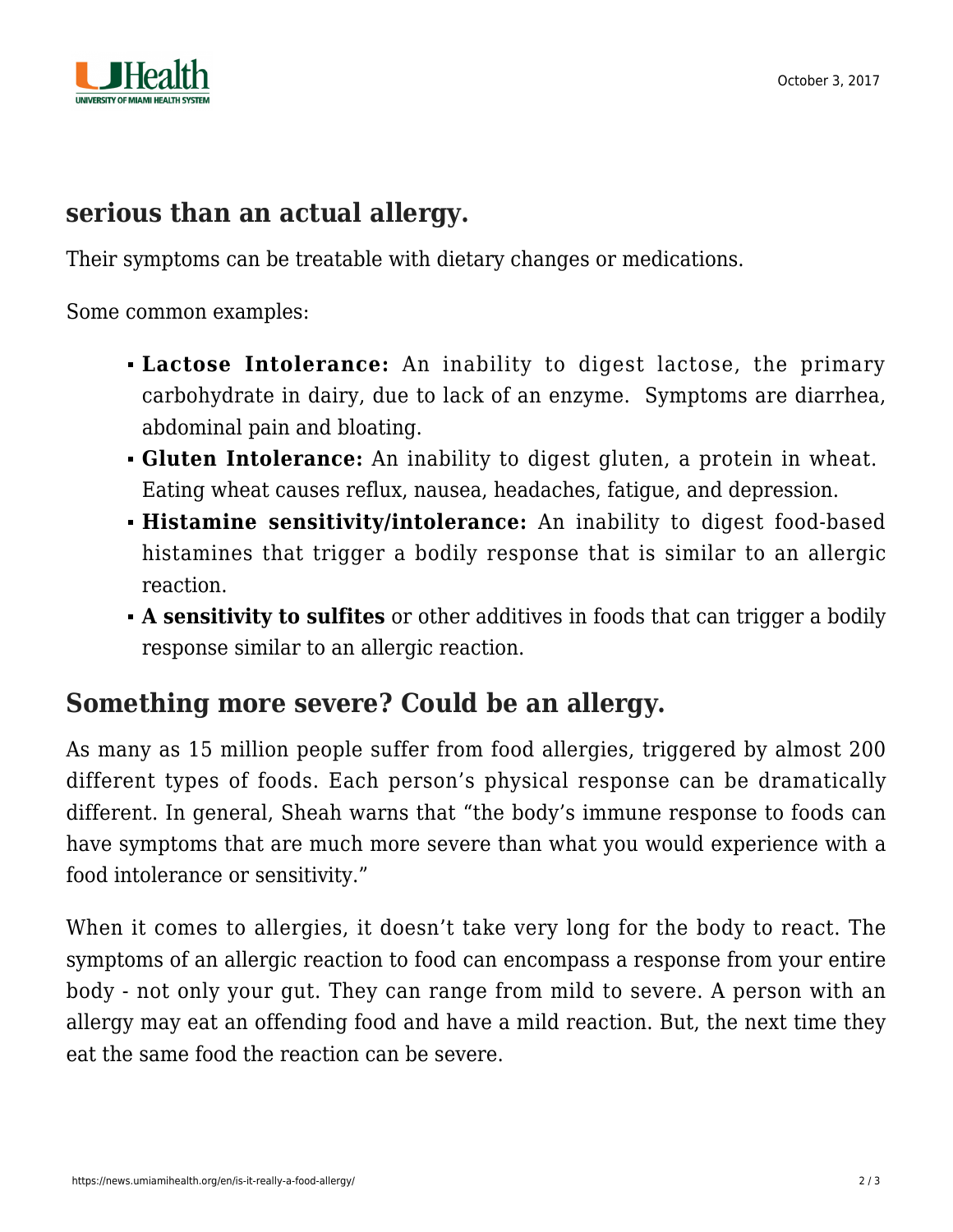## serious than an actual allergy.

Their symptoms can be treatable with dietary changes or medications.

Some common examples:

- **Lactose Intolerance:** An inability to digest lactose, the primary carbohydrate in dairy, due to lack of an enzyme.  Symptoms are diarrhea, abdominal pain and bloating.
- **Gluten Intolerance:** An inability to digest gluten, a protein in wheat.  Eating wheat causes reflux, nausea, headaches, fatigue, and depression.
- **Histamine sensitivity/intolerance:** An inability to digest food-based histamines that trigger a bodily response that is similar to an allergic reaction.
- **A sensitivity to sulfites** or other additives in foods that can trigger a bodily response similar to an allergic reaction.

## Something more severe? Could be an allergy.

As many as 15 million people suffer from food allergies, triggered by almost 200 different types of foods. Each person's physical response can be dramatically different. In general, Sheah warns that "the body's immune response to foods can have symptoms that are much more severe than what you would experience with a food intolerance or sensitivity."

When it comes to allergies, it doesn't take very long for the body to react. The symptoms of an allergic reaction to food can encompass a response from your entire body - not only your gut. They can range from mild to severe. A person with an allergy may eat an offending food and have a mild reaction. But, the next time they eat the same food the reaction can be severe.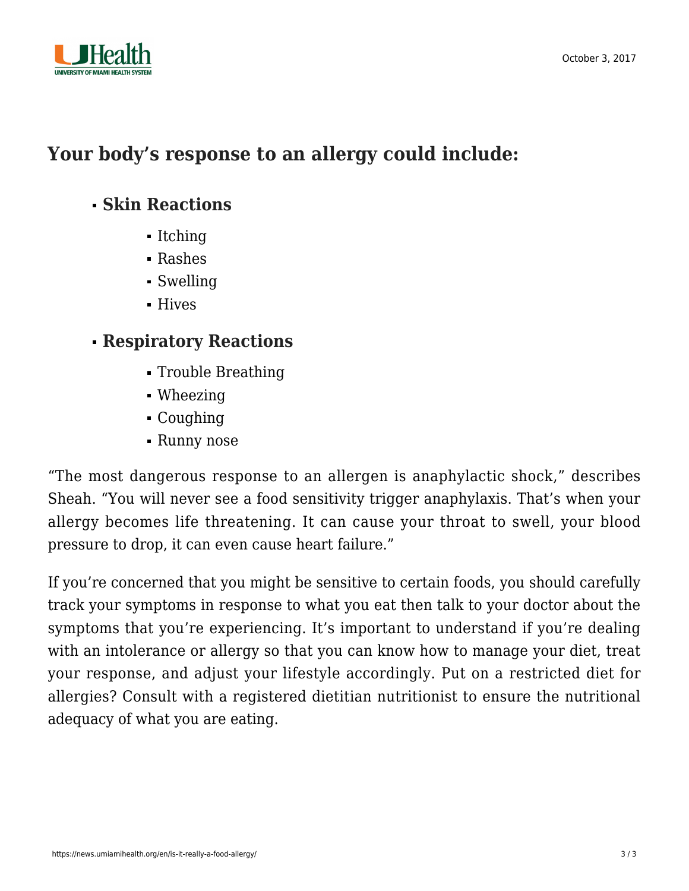## Your body's response to an allergy could include:

- **Skin Reactions**
  - Itching
  - Rashes
  - Swelling
  - Hives
- **Respiratory Reactions**
  - Trouble Breathing
  - Wheezing
  - Coughing
  - Runny nose

"The most dangerous response to an allergen is anaphylactic shock," describes Sheah. "You will never see a food sensitivity trigger anaphylaxis. That's when your allergy becomes life threatening. It can cause your throat to swell, your blood pressure to drop, it can even cause heart failure."

If you're concerned that you might be sensitive to certain foods, you should carefully track your symptoms in response to what you eat then talk to your doctor about the symptoms that you're experiencing. It's important to understand if you're dealing with an intolerance or allergy so that you can know how to manage your diet, treat your response, and adjust your lifestyle accordingly. Put on a restricted diet for allergies? Consult with a registered dietitian nutritionist to ensure the nutritional adequacy of what you are eating.